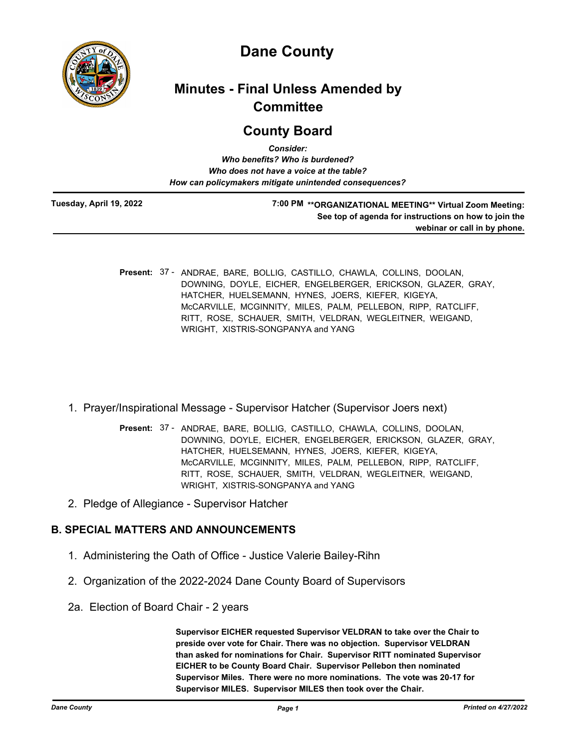# Dane County

## Minutes - Final Unless Amended by Committee

## County Board

*Consider:*
*Who benefits? Who is burdened?*
*Who does not have a voice at the table?*
*How can policymakers mitigate unintended consequences?*

**Tuesday, April 19, 2022** **7:00 PM** **\*\*ORGANIZATIONAL MEETING\*\* Virtual Zoom Meeting: See top of agenda for instructions on how to join the webinar or call in by phone.**

**Present:** 37 - ANDRAE, BARE, BOLLIG, CASTILLO, CHAWLA, COLLINS, DOOLAN, DOWNING, DOYLE, EICHER, ENGELBERGER, ERICKSON, GLAZER, GRAY, HATCHER, HUELSEMANN, HYNES, JOERS, KIEFER, KIGEYA, McCARVILLE, MCGINNITY, MILES, PALM, PELLEBON, RIPP, RATCLIFF, RITT, ROSE, SCHAUER, SMITH, VELDRAN, WEGLEITNER, WEIGAND, WRIGHT, XISTRIS-SONGPANYA and YANG

1. Prayer/Inspirational Message - Supervisor Hatcher (Supervisor Joers next)

   **Present:** 37 - ANDRAE, BARE, BOLLIG, CASTILLO, CHAWLA, COLLINS, DOOLAN, DOWNING, DOYLE, EICHER, ENGELBERGER, ERICKSON, GLAZER, GRAY, HATCHER, HUELSEMANN, HYNES, JOERS, KIEFER, KIGEYA, McCARVILLE, MCGINNITY, MILES, PALM, PELLEBON, RIPP, RATCLIFF, RITT, ROSE, SCHAUER, SMITH, VELDRAN, WEGLEITNER, WEIGAND, WRIGHT, XISTRIS-SONGPANYA and YANG

2. Pledge of Allegiance - Supervisor Hatcher

## B. SPECIAL MATTERS AND ANNOUNCEMENTS

1. Administering the Oath of Office - Justice Valerie Bailey-Rihn

2. Organization of the 2022-2024 Dane County Board of Supervisors

2a. Election of Board Chair - 2 years

**Supervisor EICHER requested Supervisor VELDRAN to take over the Chair to preside over vote for Chair. There was no objection. Supervisor VELDRAN than asked for nominations for Chair. Supervisor RITT nominated Supervisor EICHER to be County Board Chair. Supervisor Pellebon then nominated Supervisor Miles. There were no more nominations. The vote was 20-17 for Supervisor MILES. Supervisor MILES then took over the Chair.**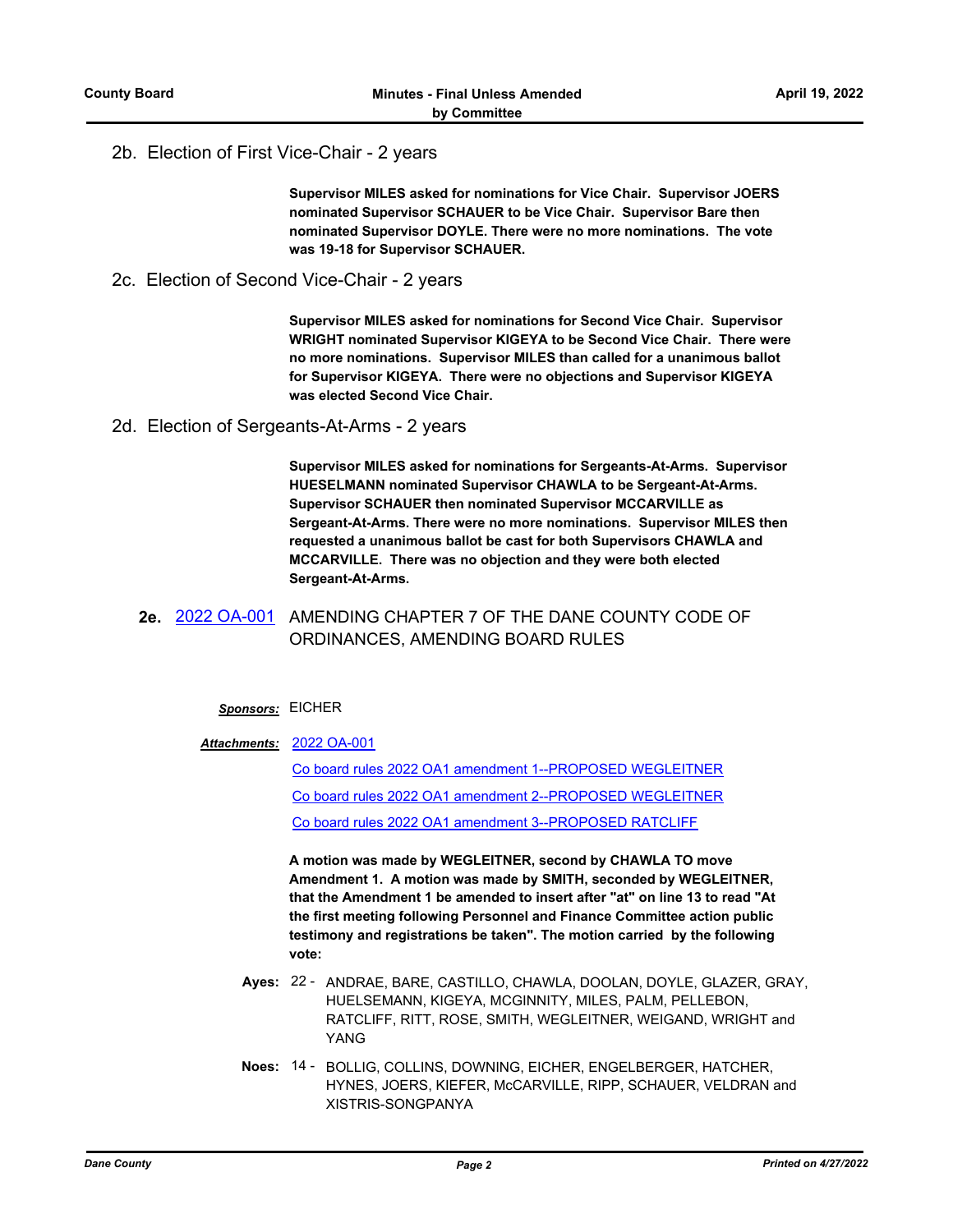## 2b. Election of First Vice-Chair - 2 years

**Supervisor MILES asked for nominations for Vice Chair. Supervisor JOERS nominated Supervisor SCHAUER to be Vice Chair. Supervisor Bare then nominated Supervisor DOYLE. There were no more nominations. The vote was 19-18 for Supervisor SCHAUER.**

## 2c. Election of Second Vice-Chair - 2 years

**Supervisor MILES asked for nominations for Second Vice Chair. Supervisor WRIGHT nominated Supervisor KIGEYA to be Second Vice Chair. There were no more nominations. Supervisor MILES than called for a unanimous ballot for Supervisor KIGEYA. There were no objections and Supervisor KIGEYA was elected Second Vice Chair.**

## 2d. Election of Sergeants-At-Arms - 2 years

**Supervisor MILES asked for nominations for Sergeants-At-Arms. Supervisor HUESELMANN nominated Supervisor CHAWLA to be Sergeant-At-Arms. Supervisor SCHAUER then nominated Supervisor MCCARVILLE as Sergeant-At-Arms. There were no more nominations. Supervisor MILES then requested a unanimous ballot be cast for both Supervisors CHAWLA and MCCARVILLE. There was no objection and they were both elected Sergeant-At-Arms.**

## 2e. 2022 OA-001 AMENDING CHAPTER 7 OF THE DANE COUNTY CODE OF ORDINANCES, AMENDING BOARD RULES

***Sponsors:*** EICHER

***Attachments:*** 2022 OA-001
Co board rules 2022 OA1 amendment 1--PROPOSED WEGLEITNER
Co board rules 2022 OA1 amendment 2--PROPOSED WEGLEITNER
Co board rules 2022 OA1 amendment 3--PROPOSED RATCLIFF

**A motion was made by WEGLEITNER, second by CHAWLA TO move Amendment 1. A motion was made by SMITH, seconded by WEGLEITNER, that the Amendment 1 be amended to insert after "at" on line 13 to read "At the first meeting following Personnel and Finance Committee action public testimony and registrations be taken". The motion carried by the following vote:**

**Ayes:** 22 - ANDRAE, BARE, CASTILLO, CHAWLA, DOOLAN, DOYLE, GLAZER, GRAY, HUELSEMANN, KIGEYA, MCGINNITY, MILES, PALM, PELLEBON, RATCLIFF, RITT, ROSE, SMITH, WEGLEITNER, WEIGAND, WRIGHT and YANG

**Noes:** 14 - BOLLIG, COLLINS, DOWNING, EICHER, ENGELBERGER, HATCHER, HYNES, JOERS, KIEFER, McCARVILLE, RIPP, SCHAUER, VELDRAN and XISTRIS-SONGPANYA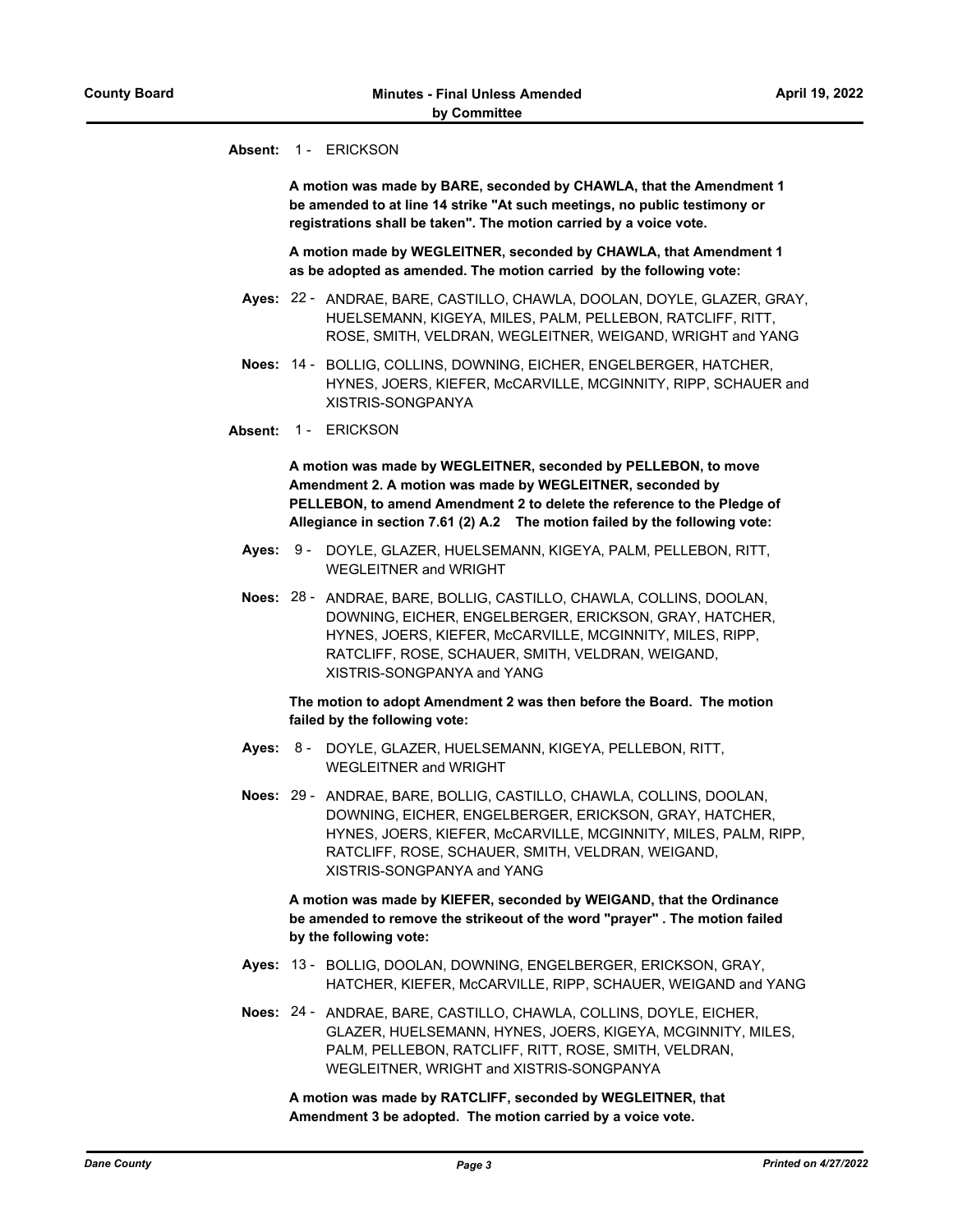**Absent:** 1 - ERICKSON

**A motion was made by BARE, seconded by CHAWLA, that the Amendment 1 be amended to at line 14 strike "At such meetings, no public testimony or registrations shall be taken". The motion carried by a voice vote.**

**A motion made by WEGLEITNER, seconded by CHAWLA, that Amendment 1 as be adopted as amended. The motion carried by the following vote:**

**Ayes:** 22 - ANDRAE, BARE, CASTILLO, CHAWLA, DOOLAN, DOYLE, GLAZER, GRAY, HUELSEMANN, KIGEYA, MILES, PALM, PELLEBON, RATCLIFF, RITT, ROSE, SMITH, VELDRAN, WEGLEITNER, WEIGAND, WRIGHT and YANG

**Noes:** 14 - BOLLIG, COLLINS, DOWNING, EICHER, ENGELBERGER, HATCHER, HYNES, JOERS, KIEFER, McCARVILLE, MCGINNITY, RIPP, SCHAUER and XISTRIS-SONGPANYA

**Absent:** 1 - ERICKSON

**A motion was made by WEGLEITNER, seconded by PELLEBON, to move Amendment 2. A motion was made by WEGLEITNER, seconded by PELLEBON, to amend Amendment 2 to delete the reference to the Pledge of Allegiance in section 7.61 (2) A.2 The motion failed by the following vote:**

**Ayes:** 9 - DOYLE, GLAZER, HUELSEMANN, KIGEYA, PALM, PELLEBON, RITT, WEGLEITNER and WRIGHT

**Noes:** 28 - ANDRAE, BARE, BOLLIG, CASTILLO, CHAWLA, COLLINS, DOOLAN, DOWNING, EICHER, ENGELBERGER, ERICKSON, GRAY, HATCHER, HYNES, JOERS, KIEFER, McCARVILLE, MCGINNITY, MILES, RIPP, RATCLIFF, ROSE, SCHAUER, SMITH, VELDRAN, WEIGAND, XISTRIS-SONGPANYA and YANG

**The motion to adopt Amendment 2 was then before the Board. The motion failed by the following vote:**

**Ayes:** 8 - DOYLE, GLAZER, HUELSEMANN, KIGEYA, PELLEBON, RITT, WEGLEITNER and WRIGHT

**Noes:** 29 - ANDRAE, BARE, BOLLIG, CASTILLO, CHAWLA, COLLINS, DOOLAN, DOWNING, EICHER, ENGELBERGER, ERICKSON, GRAY, HATCHER, HYNES, JOERS, KIEFER, McCARVILLE, MCGINNITY, MILES, PALM, RIPP, RATCLIFF, ROSE, SCHAUER, SMITH, VELDRAN, WEIGAND, XISTRIS-SONGPANYA and YANG

**A motion was made by KIEFER, seconded by WEIGAND, that the Ordinance be amended to remove the strikeout of the word "prayer" . The motion failed by the following vote:**

**Ayes:** 13 - BOLLIG, DOOLAN, DOWNING, ENGELBERGER, ERICKSON, GRAY, HATCHER, KIEFER, McCARVILLE, RIPP, SCHAUER, WEIGAND and YANG

**Noes:** 24 - ANDRAE, BARE, CASTILLO, CHAWLA, COLLINS, DOYLE, EICHER, GLAZER, HUELSEMANN, HYNES, JOERS, KIGEYA, MCGINNITY, MILES, PALM, PELLEBON, RATCLIFF, RITT, ROSE, SMITH, VELDRAN, WEGLEITNER, WRIGHT and XISTRIS-SONGPANYA

**A motion was made by RATCLIFF, seconded by WEGLEITNER, that Amendment 3 be adopted. The motion carried by a voice vote.**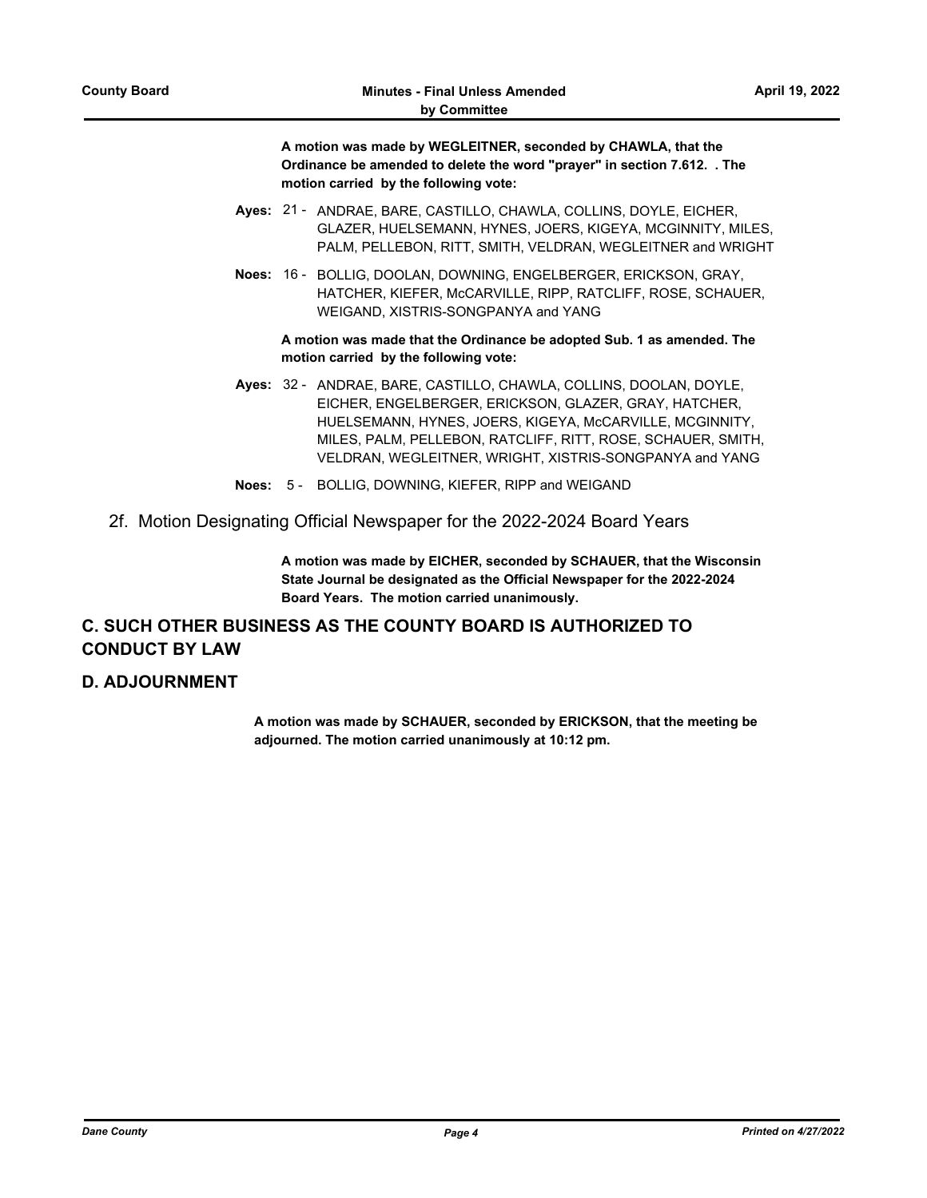**A motion was made by WEGLEITNER, seconded by CHAWLA, that the Ordinance be amended to delete the word "prayer" in section 7.612. . The motion carried by the following vote:**

**Ayes:** 21 - ANDRAE, BARE, CASTILLO, CHAWLA, COLLINS, DOYLE, EICHER, GLAZER, HUELSEMANN, HYNES, JOERS, KIGEYA, MCGINNITY, MILES, PALM, PELLEBON, RITT, SMITH, VELDRAN, WEGLEITNER and WRIGHT

**Noes:** 16 - BOLLIG, DOOLAN, DOWNING, ENGELBERGER, ERICKSON, GRAY, HATCHER, KIEFER, McCARVILLE, RIPP, RATCLIFF, ROSE, SCHAUER, WEIGAND, XISTRIS-SONGPANYA and YANG

**A motion was made that the Ordinance be adopted Sub. 1 as amended. The motion carried by the following vote:**

**Ayes:** 32 - ANDRAE, BARE, CASTILLO, CHAWLA, COLLINS, DOOLAN, DOYLE, EICHER, ENGELBERGER, ERICKSON, GLAZER, GRAY, HATCHER, HUELSEMANN, HYNES, JOERS, KIGEYA, McCARVILLE, MCGINNITY, MILES, PALM, PELLEBON, RATCLIFF, RITT, ROSE, SCHAUER, SMITH, VELDRAN, WEGLEITNER, WRIGHT, XISTRIS-SONGPANYA and YANG

**Noes:** 5 - BOLLIG, DOWNING, KIEFER, RIPP and WEIGAND

2f. Motion Designating Official Newspaper for the 2022-2024 Board Years

**A motion was made by EICHER, seconded by SCHAUER, that the Wisconsin State Journal be designated as the Official Newspaper for the 2022-2024 Board Years. The motion carried unanimously.**

## C. SUCH OTHER BUSINESS AS THE COUNTY BOARD IS AUTHORIZED TO CONDUCT BY LAW

## D. ADJOURNMENT

**A motion was made by SCHAUER, seconded by ERICKSON, that the meeting be adjourned. The motion carried unanimously at 10:12 pm.**